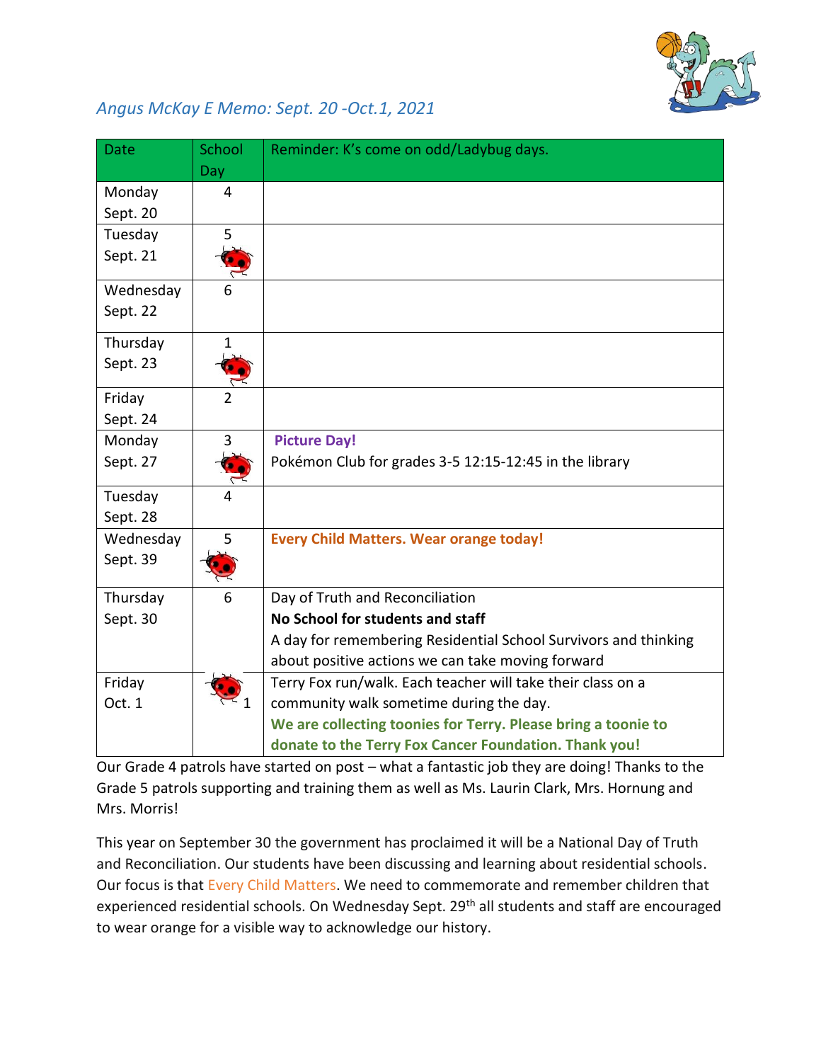## *Angus McKay E Memo: Sept. 20 -Oct.1, 2021*

| Date | School Day | Reminder: K's come on odd/Ladybug days. |
|---|---|---|
| Monday Sept. 20 | 4 | |
| Tuesday Sept. 21 | 5 | |
| Wednesday Sept. 22 | 6 | |
| Thursday Sept. 23 | 1 | |
| Friday Sept. 24 | 2 | |
| Monday Sept. 27 | 3 | **Picture Day!** Pokémon Club for grades 3-5 12:15-12:45 in the library |
| Tuesday Sept. 28 | 4 | |
| Wednesday Sept. 39 | 5 | **Every Child Matters. Wear orange today!** |
| Thursday Sept. 30 | 6 | Day of Truth and Reconciliation **No School for students and staff** A day for remembering Residential School Survivors and thinking about positive actions we can take moving forward |
| Friday Oct. 1 | 1 | Terry Fox run/walk. Each teacher will take their class on a community walk sometime during the day. **We are collecting toonies for Terry. Please bring a toonie to donate to the Terry Fox Cancer Foundation. Thank you!** |

Our Grade 4 patrols have started on post – what a fantastic job they are doing! Thanks to the Grade 5 patrols supporting and training them as well as Ms. Laurin Clark, Mrs. Hornung and Mrs. Morris!

This year on September 30 the government has proclaimed it will be a National Day of Truth and Reconciliation. Our students have been discussing and learning about residential schools. Our focus is that Every Child Matters. We need to commemorate and remember children that experienced residential schools. On Wednesday Sept. 29th all students and staff are encouraged to wear orange for a visible way to acknowledge our history.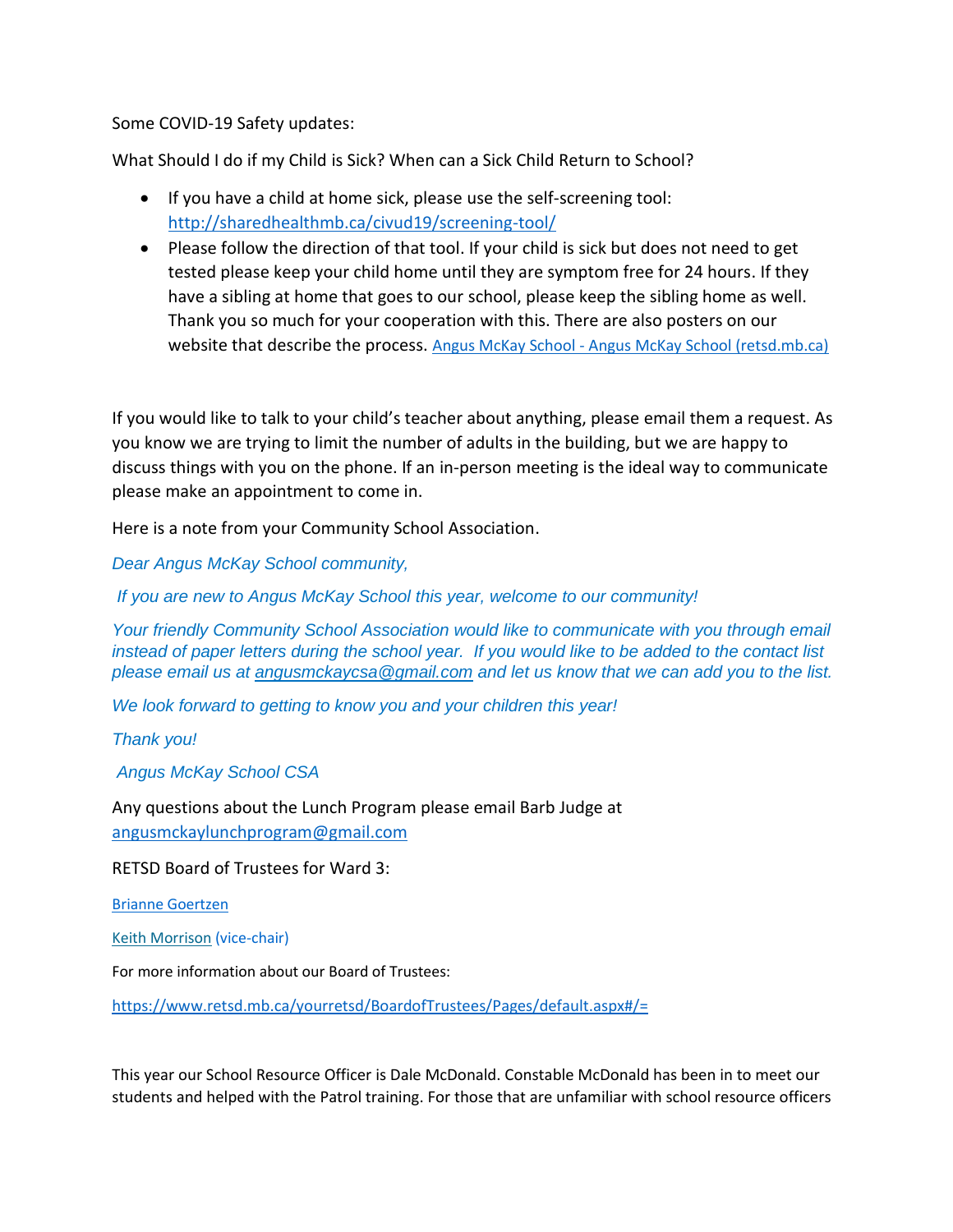Some COVID-19 Safety updates:

What Should I do if my Child is Sick? When can a Sick Child Return to School?

- If you have a child at home sick, please use the self-screening tool: http://sharedhealthmb.ca/civud19/screening-tool/
- Please follow the direction of that tool. If your child is sick but does not need to get tested please keep your child home until they are symptom free for 24 hours. If they have a sibling at home that goes to our school, please keep the sibling home as well. Thank you so much for your cooperation with this. There are also posters on our website that describe the process. Angus McKay School - Angus McKay School (retsd.mb.ca)

If you would like to talk to your child's teacher about anything, please email them a request. As you know we are trying to limit the number of adults in the building, but we are happy to discuss things with you on the phone. If an in-person meeting is the ideal way to communicate please make an appointment to come in.

Here is a note from your Community School Association.

*Dear Angus McKay School community,*

*If you are new to Angus McKay School this year, welcome to our community!*

*Your friendly Community School Association would like to communicate with you through email instead of paper letters during the school year. If you would like to be added to the contact list please email us at angusmckaycsa@gmail.com and let us know that we can add you to the list.*

*We look forward to getting to know you and your children this year!*

*Thank you!*

*Angus McKay School CSA*

Any questions about the Lunch Program please email Barb Judge at angusmckaylunchprogram@gmail.com

RETSD Board of Trustees for Ward 3:

Brianne Goertzen

Keith Morrison (vice-chair)

For more information about our Board of Trustees:

https://www.retsd.mb.ca/yourretsd/BoardofTrustees/Pages/default.aspx#/=

This year our School Resource Officer is Dale McDonald. Constable McDonald has been in to meet our students and helped with the Patrol training. For those that are unfamiliar with school resource officers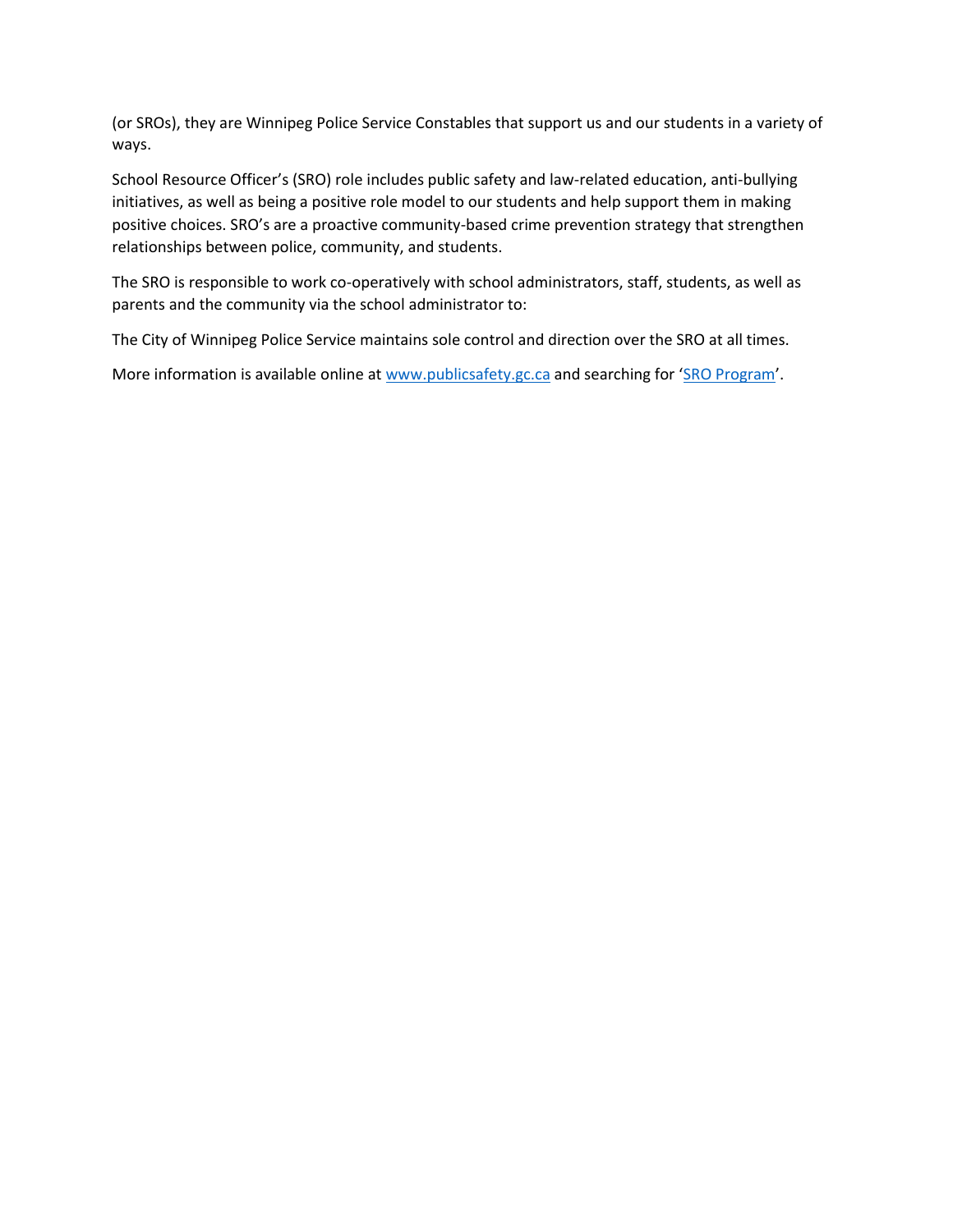(or SROs), they are Winnipeg Police Service Constables that support us and our students in a variety of ways.

School Resource Officer's (SRO) role includes public safety and law-related education, anti-bullying initiatives, as well as being a positive role model to our students and help support them in making positive choices. SRO's are a proactive community-based crime prevention strategy that strengthen relationships between police, community, and students.

The SRO is responsible to work co-operatively with school administrators, staff, students, as well as parents and the community via the school administrator to:

The City of Winnipeg Police Service maintains sole control and direction over the SRO at all times.

More information is available online at [www.publicsafety.gc.ca](http://www.publicsafety.gc.ca) and searching for 'SRO Program'.